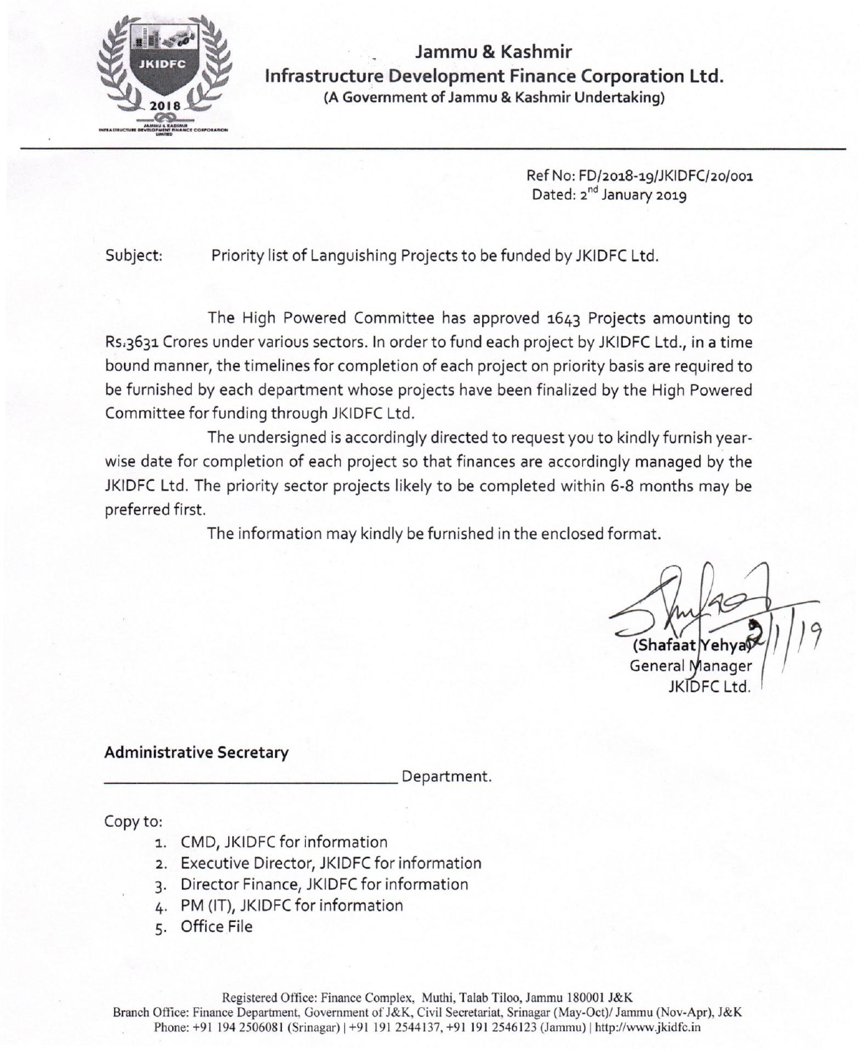## Jammu & Kashmir
## Infrastructure Development Finance Corporation Ltd.
(A Government of Jammu & Kashmir Undertaking)

Ref No: FD/2018-19/JKIDFC/20/001
Dated: 2nd January 2019

Subject: Priority list of Languishing Projects to be funded by JKIDFC Ltd.

The High Powered Committee has approved 1643 Projects amounting to Rs.3631 Crores under various sectors. In order to fund each project by JKIDFC Ltd., in a time bound manner, the timelines for completion of each project on priority basis are required to be furnished by each department whose projects have been finalized by the High Powered Committee for funding through JKIDFC Ltd.

The undersigned is accordingly directed to request you to kindly furnish year-wise date for completion of each project so that finances are accordingly managed by the JKIDFC Ltd. The priority sector projects likely to be completed within 6-8 months may be preferred first.

The information may kindly be furnished in the enclosed format.

2/1/19

(Shafaat Yehya)
General Manager
JKIDFC Ltd.

**Administrative Secretary**

\_\_\_\_\_\_\_\_\_\_\_\_\_\_\_\_\_\_\_\_\_\_\_\_\_\_\_\_\_\_ Department.

Copy to:

1. CMD, JKIDFC for information
2. Executive Director, JKIDFC for information
3. Director Finance, JKIDFC for information
4. PM (IT), JKIDFC for information
5. Office File

Registered Office: Finance Complex, Muthi, Talab Tiloo, Jammu 180001 J&K
Branch Office: Finance Department, Government of J&K, Civil Secretariat, Srinagar (May-Oct)/ Jammu (Nov-Apr), J&K
Phone: +91 194 2506081 (Srinagar) | +91 191 2544137, +91 191 2546123 (Jammu) | http://www.jkidfc.in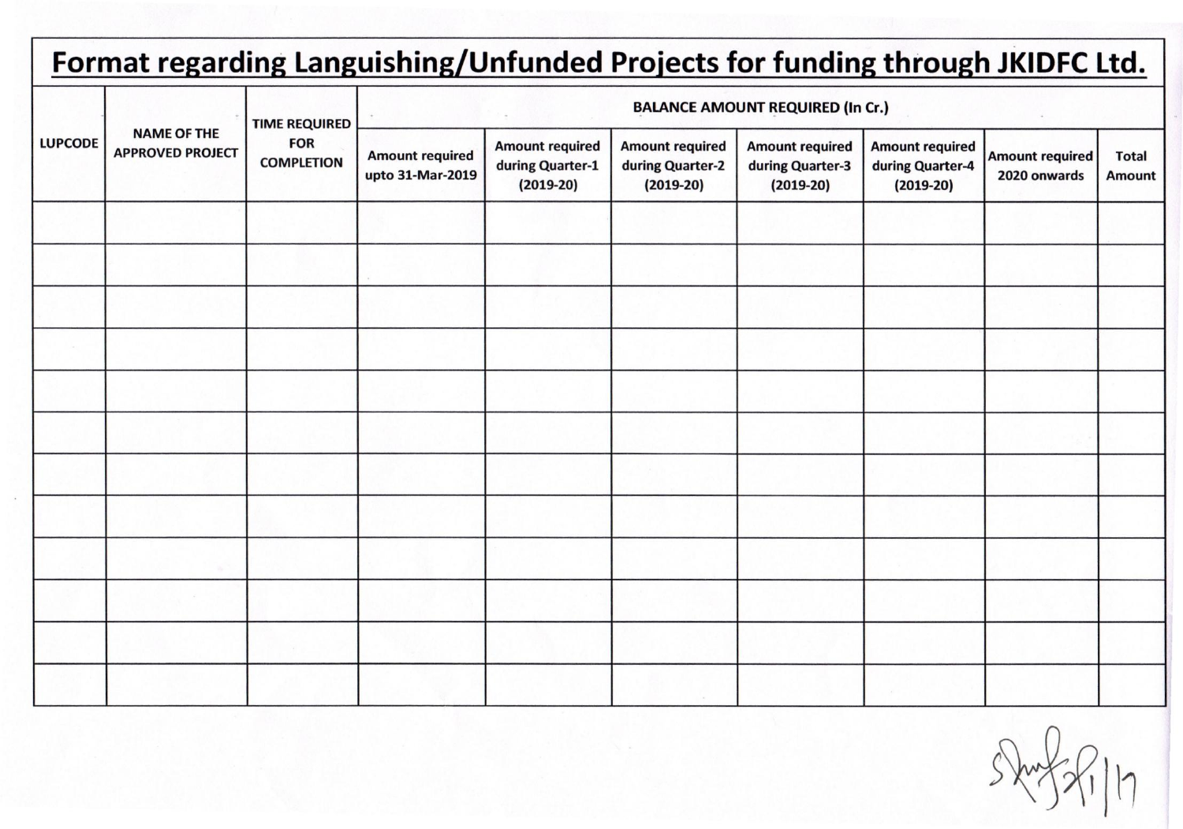# Format regarding Languishing/Unfunded Projects for funding through JKIDFC Ltd.

| LUPCODE | NAME OF THE APPROVED PROJECT | TIME REQUIRED FOR COMPLETION | BALANCE AMOUNT REQUIRED (In Cr.) | | | | | | |
|---|---|---|---|---|---|---|---|---|---|
| | | | Amount required upto 31-Mar-2019 | Amount required during Quarter-1 (2019-20) | Amount required during Quarter-2 (2019-20) | Amount required during Quarter-3 (2019-20) | Amount required during Quarter-4 (2019-20) | Amount required 2020 onwards | Total Amount |
| | | | | | | | | | |
| | | | | | | | | | |
| | | | | | | | | | |
| | | | | | | | | | |
| | | | | | | | | | |
| | | | | | | | | | |
| | | | | | | | | | |
| | | | | | | | | | |
| | | | | | | | | | |
| | | | | | | | | | |
| | | | | | | | | | |
| | | | | | | | | | |